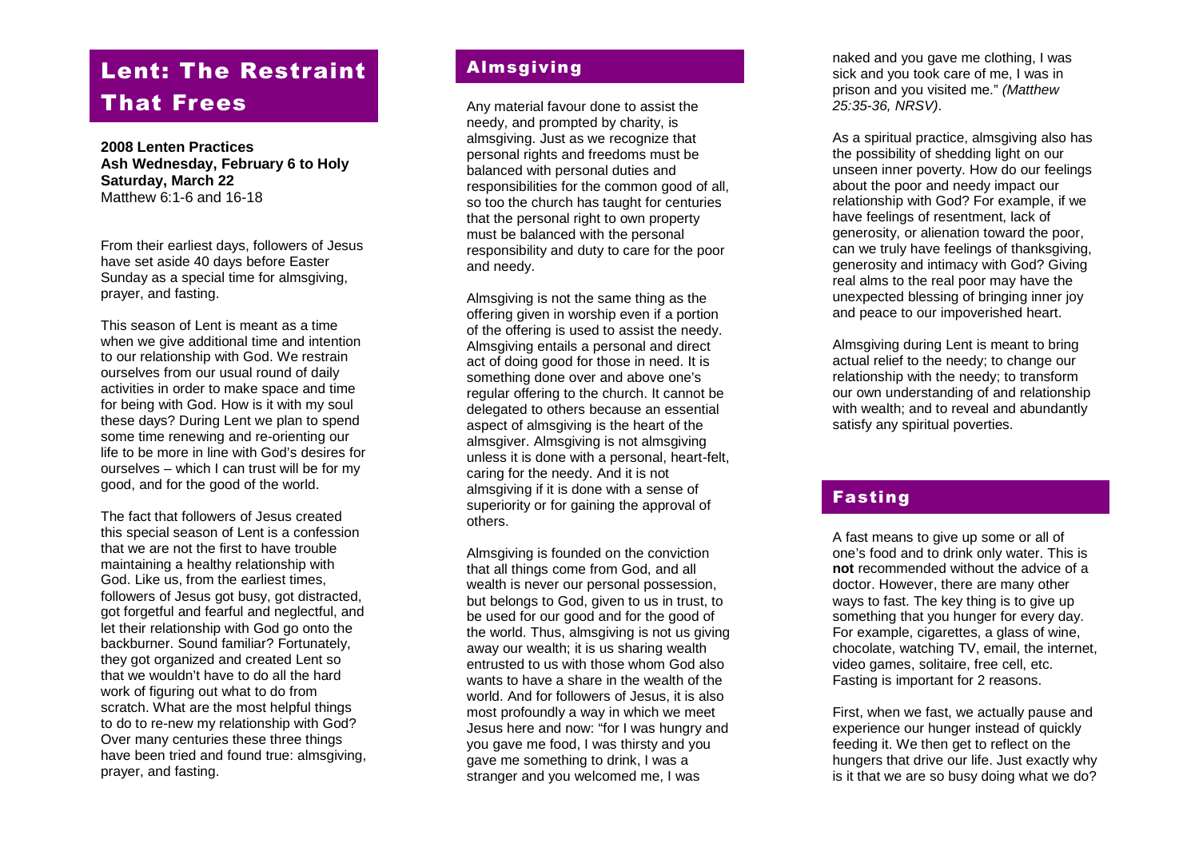# Lent: The Restraint That Frees

**2008 Lenten Practices**
**Ash Wednesday, February 6 to Holy Saturday, March 22**
Matthew 6:1-6 and 16-18

From their earliest days, followers of Jesus have set aside 40 days before Easter Sunday as a special time for almsgiving, prayer, and fasting.

This season of Lent is meant as a time when we give additional time and intention to our relationship with God. We restrain ourselves from our usual round of daily activities in order to make space and time for being with God. How is it with my soul these days? During Lent we plan to spend some time renewing and re-orienting our life to be more in line with God's desires for ourselves – which I can trust will be for my good, and for the good of the world.

The fact that followers of Jesus created this special season of Lent is a confession that we are not the first to have trouble maintaining a healthy relationship with God. Like us, from the earliest times, followers of Jesus got busy, got distracted, got forgetful and fearful and neglectful, and let their relationship with God go onto the backburner. Sound familiar? Fortunately, they got organized and created Lent so that we wouldn't have to do all the hard work of figuring out what to do from scratch. What are the most helpful things to do to re-new my relationship with God? Over many centuries these three things have been tried and found true: almsgiving, prayer, and fasting.

## Almsgiving

Any material favour done to assist the needy, and prompted by charity, is almsgiving. Just as we recognize that personal rights and freedoms must be balanced with personal duties and responsibilities for the common good of all, so too the church has taught for centuries that the personal right to own property must be balanced with the personal responsibility and duty to care for the poor and needy.

Almsgiving is not the same thing as the offering given in worship even if a portion of the offering is used to assist the needy. Almsgiving entails a personal and direct act of doing good for those in need. It is something done over and above one's regular offering to the church. It cannot be delegated to others because an essential aspect of almsgiving is the heart of the almsgiver. Almsgiving is not almsgiving unless it is done with a personal, heart-felt, caring for the needy. And it is not almsgiving if it is done with a sense of superiority or for gaining the approval of others.

Almsgiving is founded on the conviction that all things come from God, and all wealth is never our personal possession, but belongs to God, given to us in trust, to be used for our good and for the good of the world. Thus, almsgiving is not us giving away our wealth; it is us sharing wealth entrusted to us with those whom God also wants to have a share in the wealth of the world. And for followers of Jesus, it is also most profoundly a way in which we meet Jesus here and now: "for I was hungry and you gave me food, I was thirsty and you gave me something to drink, I was a stranger and you welcomed me, I was naked and you gave me clothing, I was sick and you took care of me, I was in prison and you visited me." *(Matthew 25:35-36, NRSV)*.

As a spiritual practice, almsgiving also has the possibility of shedding light on our unseen inner poverty. How do our feelings about the poor and needy impact our relationship with God? For example, if we have feelings of resentment, lack of generosity, or alienation toward the poor, can we truly have feelings of thanksgiving, generosity and intimacy with God? Giving real alms to the real poor may have the unexpected blessing of bringing inner joy and peace to our impoverished heart.

Almsgiving during Lent is meant to bring actual relief to the needy; to change our relationship with the needy; to transform our own understanding of and relationship with wealth; and to reveal and abundantly satisfy any spiritual poverties.

## Fasting

A fast means to give up some or all of one's food and to drink only water. This is **not** recommended without the advice of a doctor. However, there are many other ways to fast. The key thing is to give up something that you hunger for every day. For example, cigarettes, a glass of wine, chocolate, watching TV, email, the internet, video games, solitaire, free cell, etc. Fasting is important for 2 reasons.

First, when we fast, we actually pause and experience our hunger instead of quickly feeding it. We then get to reflect on the hungers that drive our life. Just exactly why is it that we are so busy doing what we do?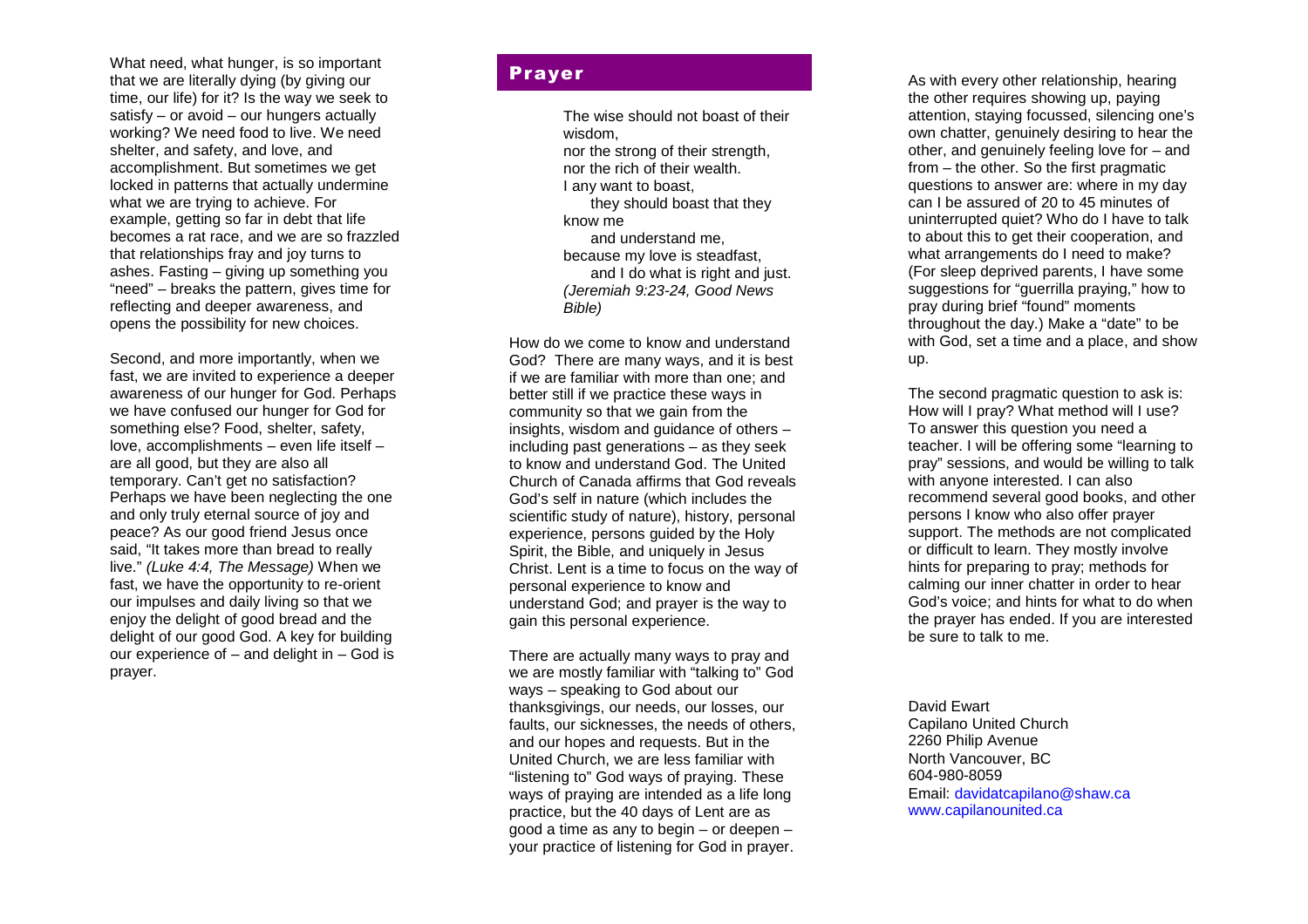What need, what hunger, is so important that we are literally dying (by giving our time, our life) for it? Is the way we seek to satisfy – or avoid – our hungers actually working? We need food to live. We need shelter, and safety, and love, and accomplishment. But sometimes we get locked in patterns that actually undermine what we are trying to achieve. For example, getting so far in debt that life becomes a rat race, and we are so frazzled that relationships fray and joy turns to ashes. Fasting – giving up something you "need" – breaks the pattern, gives time for reflecting and deeper awareness, and opens the possibility for new choices.

Second, and more importantly, when we fast, we are invited to experience a deeper awareness of our hunger for God. Perhaps we have confused our hunger for God for something else? Food, shelter, safety, love, accomplishments – even life itself – are all good, but they are also all temporary. Can't get no satisfaction? Perhaps we have been neglecting the one and only truly eternal source of joy and peace? As our good friend Jesus once said, "It takes more than bread to really live." *(Luke 4:4, The Message)* When we fast, we have the opportunity to re-orient our impulses and daily living so that we enjoy the delight of good bread and the delight of our good God. A key for building our experience of – and delight in – God is prayer.

## Prayer

> The wise should not boast of their wisdom,
> nor the strong of their strength,
> nor the rich of their wealth.
> I any want to boast,
> they should boast that they know me
> and understand me,
> because my love is steadfast,
> and I do what is right and just.
> *(Jeremiah 9:23-24, Good News Bible)*

How do we come to know and understand God? There are many ways, and it is best if we are familiar with more than one; and better still if we practice these ways in community so that we gain from the insights, wisdom and guidance of others – including past generations – as they seek to know and understand God. The United Church of Canada affirms that God reveals God's self in nature (which includes the scientific study of nature), history, personal experience, persons guided by the Holy Spirit, the Bible, and uniquely in Jesus Christ. Lent is a time to focus on the way of personal experience to know and understand God; and prayer is the way to gain this personal experience.

There are actually many ways to pray and we are mostly familiar with "talking to" God ways – speaking to God about our thanksgivings, our needs, our losses, our faults, our sicknesses, the needs of others, and our hopes and requests. But in the United Church, we are less familiar with "listening to" God ways of praying. These ways of praying are intended as a life long practice, but the 40 days of Lent are as good a time as any to begin – or deepen – your practice of listening for God in prayer.

As with every other relationship, hearing the other requires showing up, paying attention, staying focussed, silencing one's own chatter, genuinely desiring to hear the other, and genuinely feeling love for – and from – the other. So the first pragmatic questions to answer are: where in my day can I be assured of 20 to 45 minutes of uninterrupted quiet? Who do I have to talk to about this to get their cooperation, and what arrangements do I need to make? (For sleep deprived parents, I have some suggestions for "guerrilla praying," how to pray during brief "found" moments throughout the day.) Make a "date" to be with God, set a time and a place, and show up.

The second pragmatic question to ask is: How will I pray? What method will I use? To answer this question you need a teacher. I will be offering some "learning to pray" sessions, and would be willing to talk with anyone interested. I can also recommend several good books, and other persons I know who also offer prayer support. The methods are not complicated or difficult to learn. They mostly involve hints for preparing to pray; methods for calming our inner chatter in order to hear God's voice; and hints for what to do when the prayer has ended. If you are interested be sure to talk to me.

David Ewart
Capilano United Church
2260 Philip Avenue
North Vancouver, BC
604-980-8059
Email: davidatcapilano@shaw.ca
www.capilanounited.ca